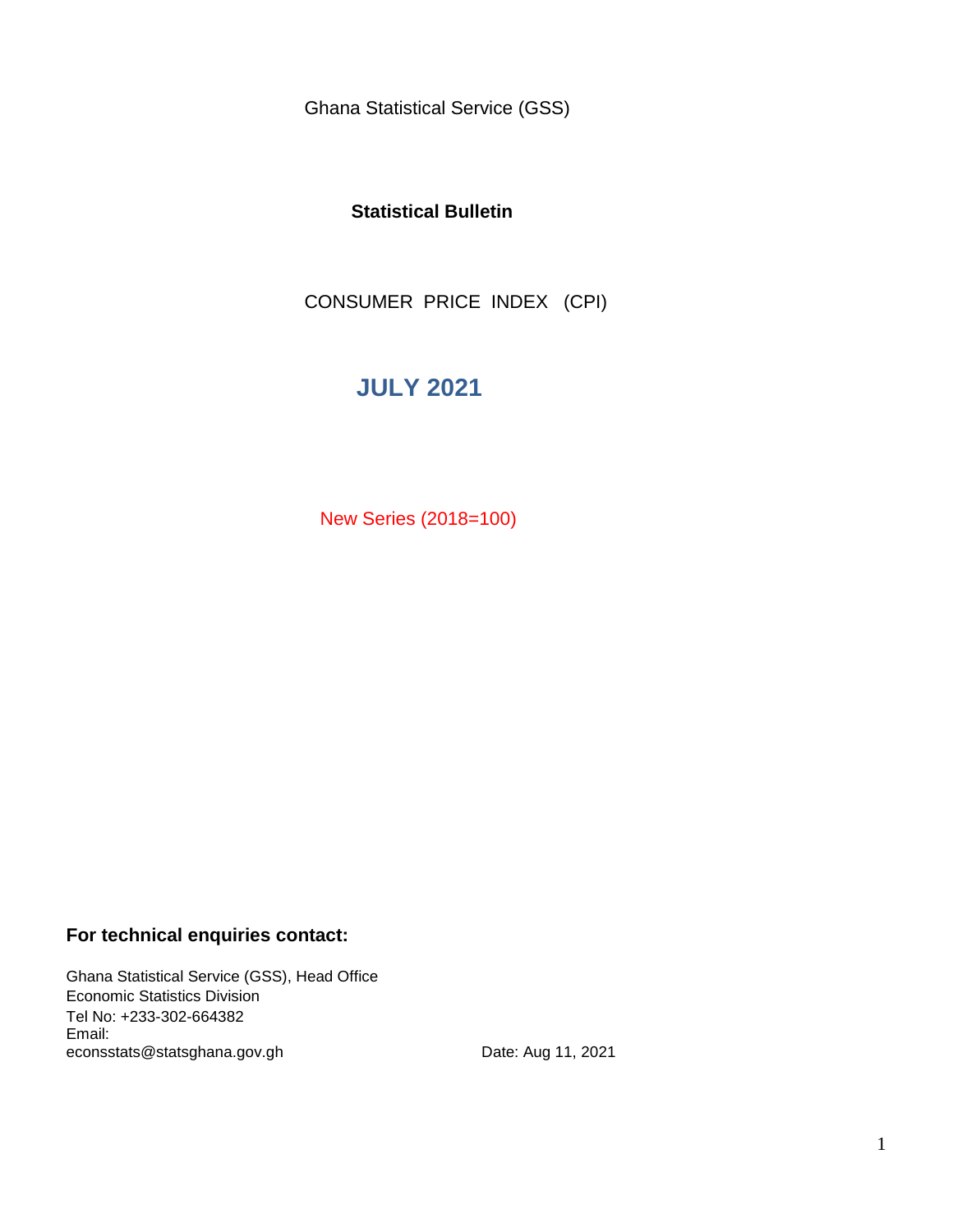Ghana Statistical Service (GSS)

**Statistical Bulletin**

CONSUMER PRICE INDEX (CPI)

# JULY 2021

New Series (2018=100)

**For technical enquiries contact:**

Ghana Statistical Service (GSS), Head Office
Economic Statistics Division
Tel No: +233-302-664382
Email:
econsstats@statsghana.gov.gh

Date: Aug 11, 2021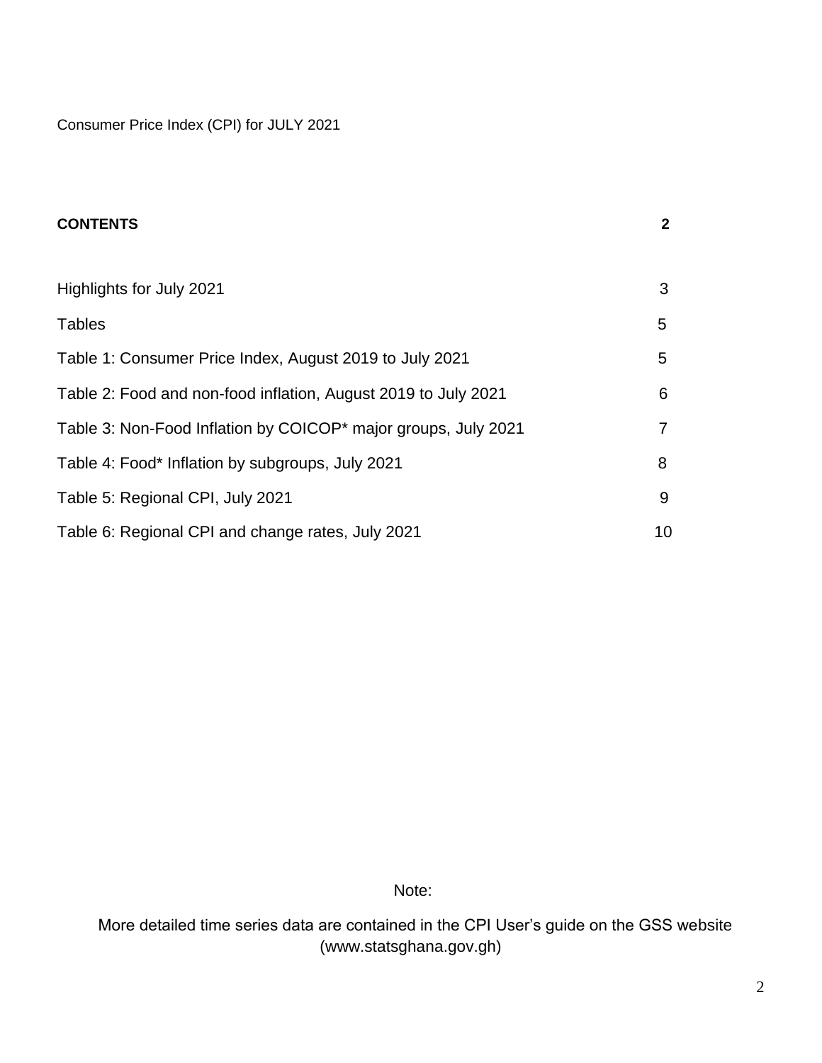Consumer Price Index (CPI) for JULY 2021

| **CONTENTS** | **2** |
|---|---|
| Highlights for July 2021 | 3 |
| Tables | 5 |
| Table 1: Consumer Price Index, August 2019 to July 2021 | 5 |
| Table 2: Food and non-food inflation, August 2019 to July 2021 | 6 |
| Table 3: Non-Food Inflation by COICOP* major groups, July 2021 | 7 |
| Table 4: Food* Inflation by subgroups, July 2021 | 8 |
| Table 5: Regional CPI, July 2021 | 9 |
| Table 6: Regional CPI and change rates, July 2021 | 10 |

Note:

More detailed time series data are contained in the CPI User's guide on the GSS website (www.statsghana.gov.gh)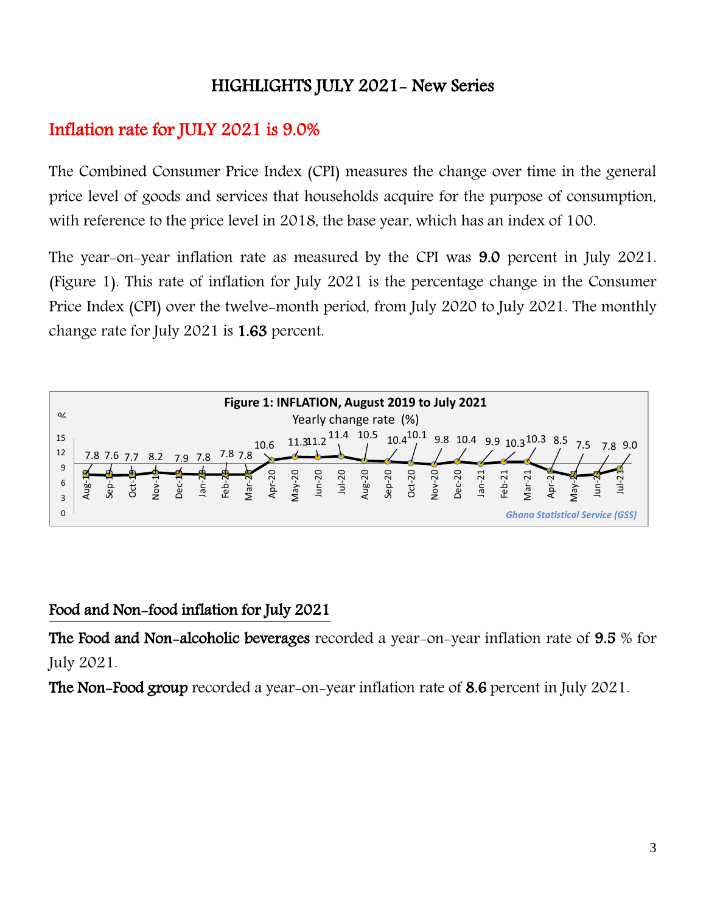# HIGHLIGHTS JULY 2021- New Series

## Inflation rate for JULY 2021 is 9.0%

The Combined Consumer Price Index (CPI) measures the change over time in the general price level of goods and services that households acquire for the purpose of consumption, with reference to the price level in 2018, the base year, which has an index of 100.

The year-on-year inflation rate as measured by the CPI was **9.0** percent in July 2021. (Figure 1). This rate of inflation for July 2021 is the percentage change in the Consumer Price Index (CPI) over the twelve-month period, from July 2020 to July 2021. The monthly change rate for July 2021 is **1.63** percent.

**Figure 1: INFLATION, August 2019 to July 2021**

Yearly change rate (%)

| Month | % |
|---|---|
| Aug-19 | 7.8 |
| Sep-19 | 7.6 |
| Oct-19 | 7.7 |
| Nov-19 | 8.2 |
| Dec-19 | 7.9 |
| Jan-20 | 7.8 |
| Feb-20 | 7.8 |
| Mar-20 | 7.8 |
| Apr-20 | 10.6 |
| May-20 | 11.3 |
| Jun-20 | 11.2 |
| Jul-20 | 11.4 |
| Aug-20 | 10.5 |
| Sep-20 | 10.4 |
| Oct-20 | 10.1 |
| Nov-20 | 9.8 |
| Dec-20 | 10.4 |
| Jan-21 | 9.9 |
| Feb-21 | 10.3 |
| Mar-21 | 10.3 |
| Apr-21 | 8.5 |
| May-21 | 7.5 |
| Jun-21 | 7.8 |
| Jul-21 | 9.0 |

*Ghana Statistical Service (GSS)*

## Food and Non-food inflation for July 2021

**The Food and Non-alcoholic beverages** recorded a year-on-year inflation rate of **9.5** % for July 2021.

**The Non-Food group** recorded a year-on-year inflation rate of **8.6** percent in July 2021.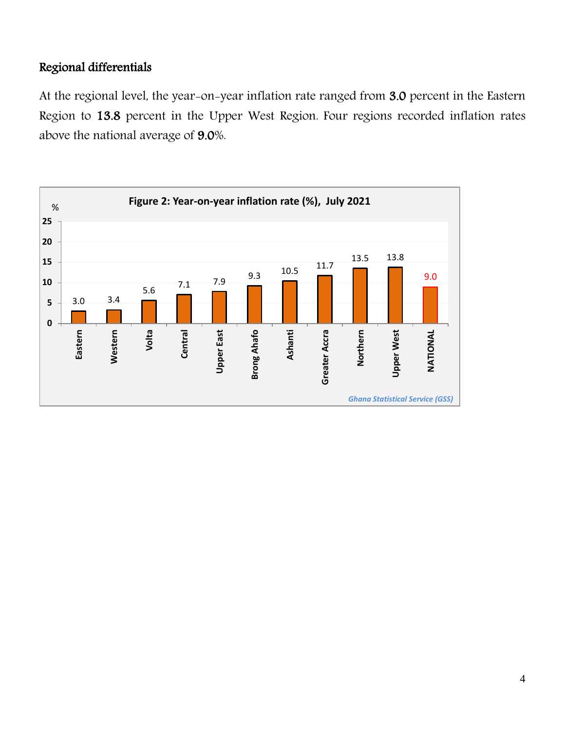## Regional differentials

At the regional level, the year-on-year inflation rate ranged from **3.0** percent in the Eastern Region to **13.8** percent in the Upper West Region. Four regions recorded inflation rates above the national average of **9.0**%.

**Figure 2: Year-on-year inflation rate (%), July 2021**

| Region | % |
|---|---|
| Eastern | 3.0 |
| Western | 3.4 |
| Volta | 5.6 |
| Central | 7.1 |
| Upper East | 7.9 |
| Brong Ahafo | 9.3 |
| Ashanti | 10.5 |
| Greater Accra | 11.7 |
| Northern | 13.5 |
| Upper West | 13.8 |
| NATIONAL | 9.0 |

*Ghana Statistical Service (GSS)*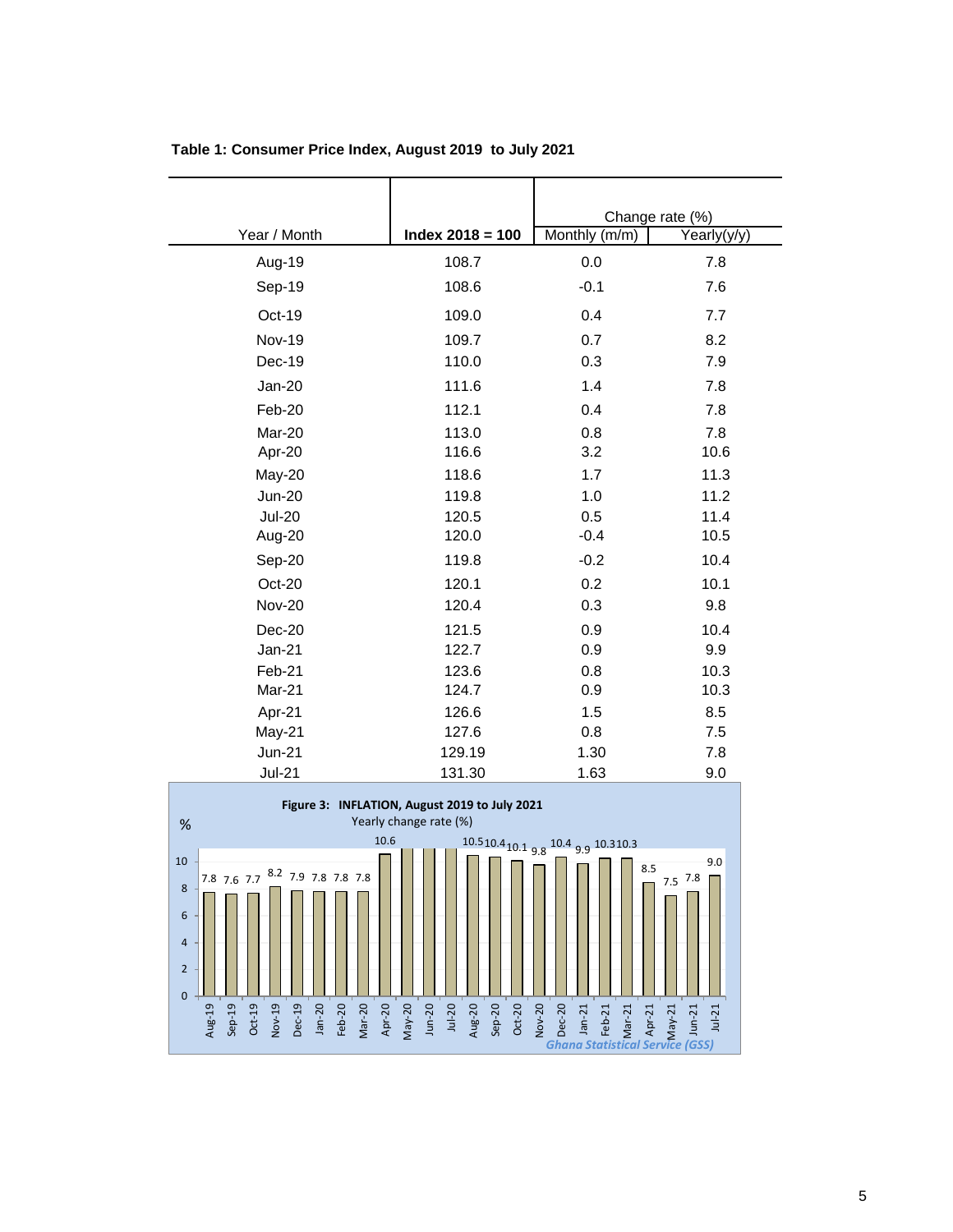**Table 1: Consumer Price Index, August 2019 to July 2021**

| Year / Month | Index 2018 = 100 | Change rate (%) | |
|---|---|---|---|
| | | Monthly (m/m) | Yearly(y/y) |
| Aug-19 | 108.7 | 0.0 | 7.8 |
| Sep-19 | 108.6 | -0.1 | 7.6 |
| Oct-19 | 109.0 | 0.4 | 7.7 |
| Nov-19 | 109.7 | 0.7 | 8.2 |
| Dec-19 | 110.0 | 0.3 | 7.9 |
| Jan-20 | 111.6 | 1.4 | 7.8 |
| Feb-20 | 112.1 | 0.4 | 7.8 |
| Mar-20 | 113.0 | 0.8 | 7.8 |
| Apr-20 | 116.6 | 3.2 | 10.6 |
| May-20 | 118.6 | 1.7 | 11.3 |
| Jun-20 | 119.8 | 1.0 | 11.2 |
| Jul-20 | 120.5 | 0.5 | 11.4 |
| Aug-20 | 120.0 | -0.4 | 10.5 |
| Sep-20 | 119.8 | -0.2 | 10.4 |
| Oct-20 | 120.1 | 0.2 | 10.1 |
| Nov-20 | 120.4 | 0.3 | 9.8 |
| Dec-20 | 121.5 | 0.9 | 10.4 |
| Jan-21 | 122.7 | 0.9 | 9.9 |
| Feb-21 | 123.6 | 0.8 | 10.3 |
| Mar-21 | 124.7 | 0.9 | 10.3 |
| Apr-21 | 126.6 | 1.5 | 8.5 |
| May-21 | 127.6 | 0.8 | 7.5 |
| Jun-21 | 129.19 | 1.30 | 7.8 |
| Jul-21 | 131.30 | 1.63 | 9.0 |

**Figure 3: INFLATION, August 2019 to July 2021**

Yearly change rate (%)

*Ghana Statistical Service (GSS)*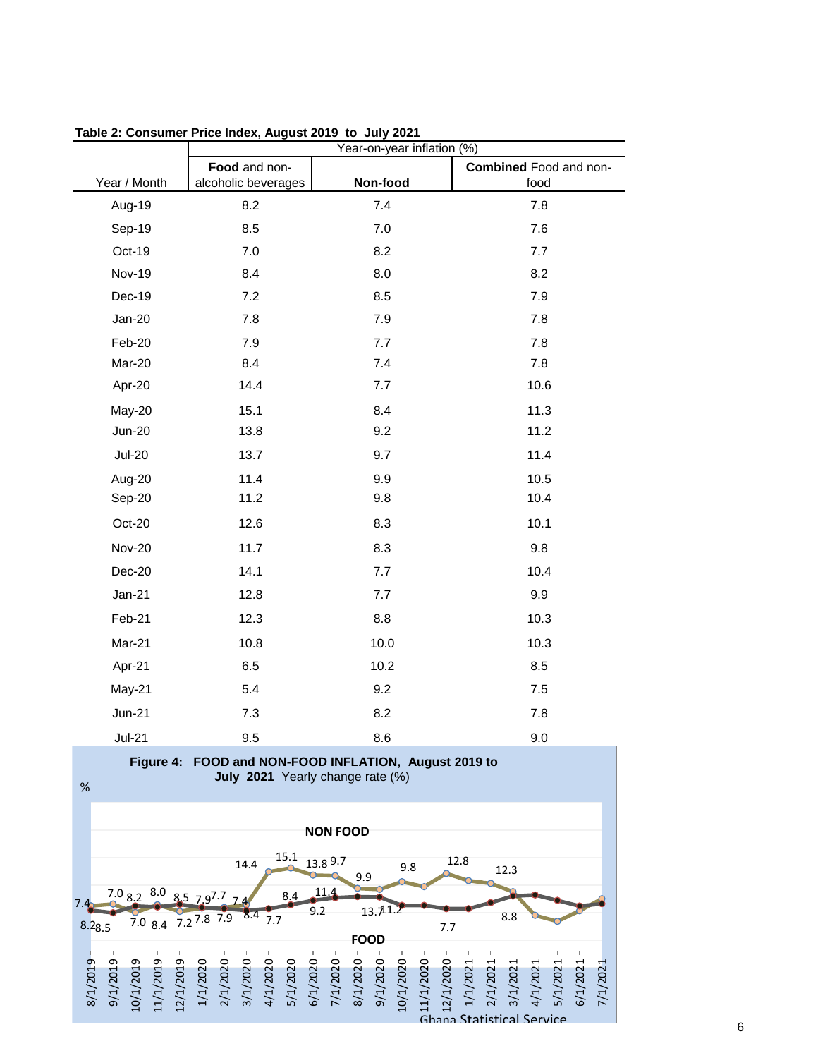**Table 2: Consumer Price Index, August 2019 to July 2021**

| Year / Month | Year-on-year inflation (%) | | |
|---|---|---|---|
| | **Food** and non-alcoholic beverages | **Non-food** | **Combined** Food and non-food |
| Aug-19 | 8.2 | 7.4 | 7.8 |
| Sep-19 | 8.5 | 7.0 | 7.6 |
| Oct-19 | 7.0 | 8.2 | 7.7 |
| Nov-19 | 8.4 | 8.0 | 8.2 |
| Dec-19 | 7.2 | 8.5 | 7.9 |
| Jan-20 | 7.8 | 7.9 | 7.8 |
| Feb-20 | 7.9 | 7.7 | 7.8 |
| Mar-20 | 8.4 | 7.4 | 7.8 |
| Apr-20 | 14.4 | 7.7 | 10.6 |
| May-20 | 15.1 | 8.4 | 11.3 |
| Jun-20 | 13.8 | 9.2 | 11.2 |
| Jul-20 | 13.7 | 9.7 | 11.4 |
| Aug-20 | 11.4 | 9.9 | 10.5 |
| Sep-20 | 11.2 | 9.8 | 10.4 |
| Oct-20 | 12.6 | 8.3 | 10.1 |
| Nov-20 | 11.7 | 8.3 | 9.8 |
| Dec-20 | 14.1 | 7.7 | 10.4 |
| Jan-21 | 12.8 | 7.7 | 9.9 |
| Feb-21 | 12.3 | 8.8 | 10.3 |
| Mar-21 | 10.8 | 10.0 | 10.3 |
| Apr-21 | 6.5 | 10.2 | 8.5 |
| May-21 | 5.4 | 9.2 | 7.5 |
| Jun-21 | 7.3 | 8.2 | 7.8 |
| Jul-21 | 9.5 | 8.6 | 9.0 |

**Figure 4: FOOD and NON-FOOD INFLATION, August 2019 to July 2021** Yearly change rate (%)

Ghana Statistical Service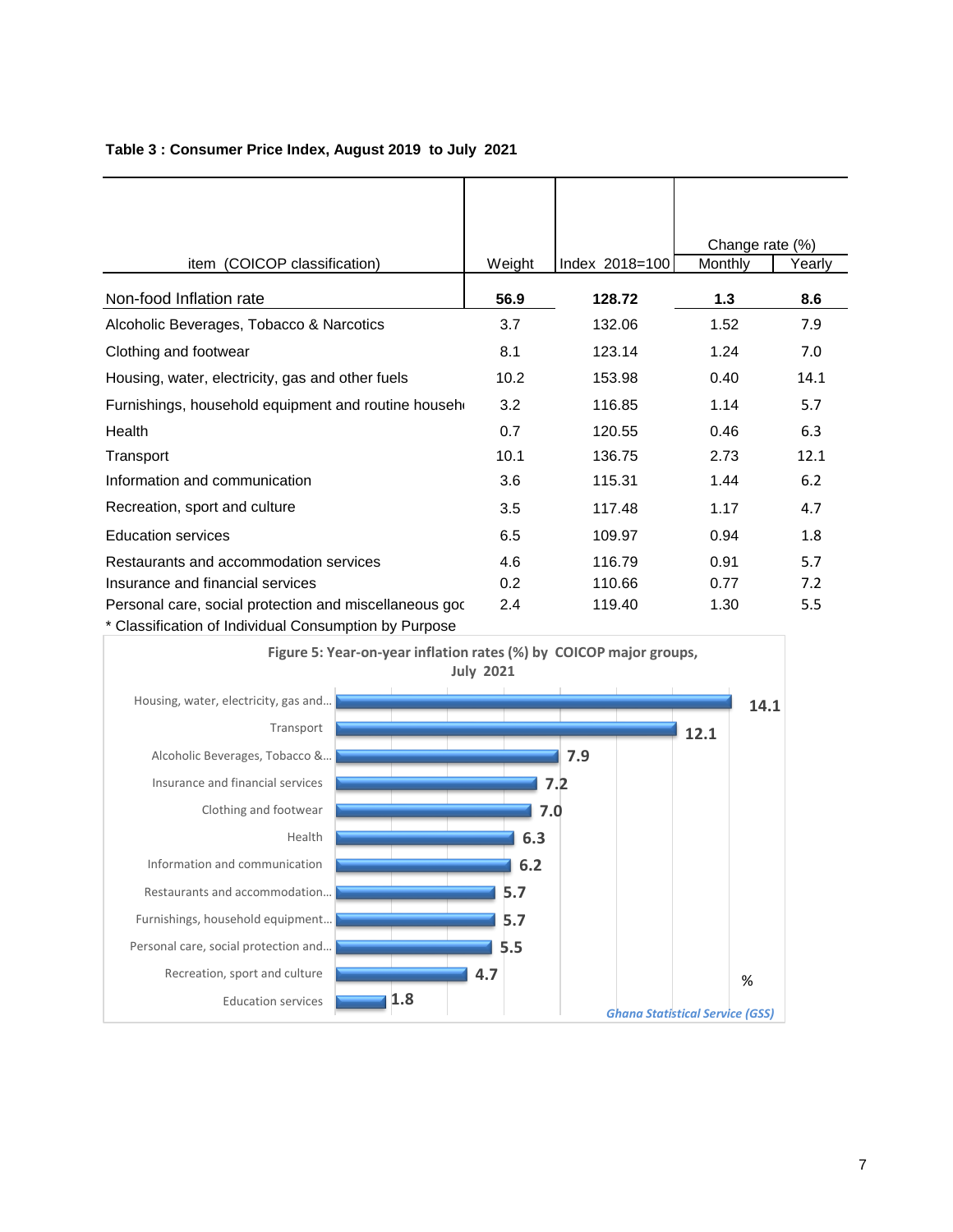**Table 3 : Consumer Price Index, August 2019 to July 2021**

| item (COICOP classification) | Weight | Index 2018=100 | Change rate (%) | |
|---|---|---|---|---|
| | | | Monthly | Yearly |
| Non-food Inflation rate | **56.9** | **128.72** | **1.3** | **8.6** |
| Alcoholic Beverages, Tobacco & Narcotics | 3.7 | 132.06 | 1.52 | 7.9 |
| Clothing and footwear | 8.1 | 123.14 | 1.24 | 7.0 |
| Housing, water, electricity, gas and other fuels | 10.2 | 153.98 | 0.40 | 14.1 |
| Furnishings, household equipment and routine househ | 3.2 | 116.85 | 1.14 | 5.7 |
| Health | 0.7 | 120.55 | 0.46 | 6.3 |
| Transport | 10.1 | 136.75 | 2.73 | 12.1 |
| Information and communication | 3.6 | 115.31 | 1.44 | 6.2 |
| Recreation, sport and culture | 3.5 | 117.48 | 1.17 | 4.7 |
| Education services | 6.5 | 109.97 | 0.94 | 1.8 |
| Restaurants and accommodation services | 4.6 | 116.79 | 0.91 | 5.7 |
| Insurance and financial services | 0.2 | 110.66 | 0.77 | 7.2 |
| Personal care, social protection and miscellaneous goc | 2.4 | 119.40 | 1.30 | 5.5 |

* Classification of Individual Consumption by Purpose

**Figure 5: Year-on-year inflation rates (%) by COICOP major groups, July 2021**

| COICOP major group | % |
|---|---|
| Housing, water, electricity, gas and... | 14.1 |
| Transport | 12.1 |
| Alcoholic Beverages, Tobacco &... | 7.9 |
| Insurance and financial services | 7.2 |
| Clothing and footwear | 7.0 |
| Health | 6.3 |
| Information and communication | 6.2 |
| Restaurants and accommodation... | 5.7 |
| Furnishings, household equipment... | 5.7 |
| Personal care, social protection and... | 5.5 |
| Recreation, sport and culture | 4.7 |
| Education services | 1.8 |

*Ghana Statistical Service (GSS)*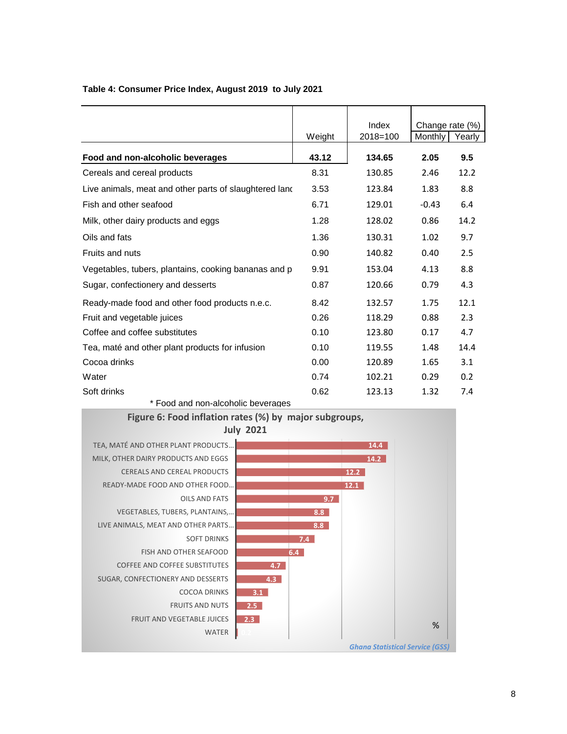**Table 4: Consumer Price Index, August 2019 to July 2021**

| | Weight | Index 2018=100 | Change rate (%) | |
|---|---|---|---|---|
| | | | Monthly | Yearly |
| **Food and non-alcoholic beverages** | **43.12** | **134.65** | **2.05** | **9.5** |
| Cereals and cereal products | 8.31 | 130.85 | 2.46 | 12.2 |
| Live animals, meat and other parts of slaughtered lanc | 3.53 | 123.84 | 1.83 | 8.8 |
| Fish and other seafood | 6.71 | 129.01 | -0.43 | 6.4 |
| Milk, other dairy products and eggs | 1.28 | 128.02 | 0.86 | 14.2 |
| Oils and fats | 1.36 | 130.31 | 1.02 | 9.7 |
| Fruits and nuts | 0.90 | 140.82 | 0.40 | 2.5 |
| Vegetables, tubers, plantains, cooking bananas and p | 9.91 | 153.04 | 4.13 | 8.8 |
| Sugar, confectionery and desserts | 0.87 | 120.66 | 0.79 | 4.3 |
| Ready-made food and other food products n.e.c. | 8.42 | 132.57 | 1.75 | 12.1 |
| Fruit and vegetable juices | 0.26 | 118.29 | 0.88 | 2.3 |
| Coffee and coffee substitutes | 0.10 | 123.80 | 0.17 | 4.7 |
| Tea, maté and other plant products for infusion | 0.10 | 119.55 | 1.48 | 14.4 |
| Cocoa drinks | 0.00 | 120.89 | 1.65 | 3.1 |
| Water | 0.74 | 102.21 | 0.29 | 0.2 |
| Soft drinks | 0.62 | 123.13 | 1.32 | 7.4 |

\* Food and non-alcoholic beverages

**Figure 6: Food inflation rates (%) by major subgroups, July 2021**

| Subgroup | % |
|---|---|
| TEA, MATÉ AND OTHER PLANT PRODUCTS... | 14.4 |
| MILK, OTHER DAIRY PRODUCTS AND EGGS | 14.2 |
| CEREALS AND CEREAL PRODUCTS | 12.2 |
| READY-MADE FOOD AND OTHER FOOD... | 12.1 |
| OILS AND FATS | 9.7 |
| VEGETABLES, TUBERS, PLANTAINS,... | 8.8 |
| LIVE ANIMALS, MEAT AND OTHER PARTS... | 8.8 |
| SOFT DRINKS | 7.4 |
| FISH AND OTHER SEAFOOD | 6.4 |
| COFFEE AND COFFEE SUBSTITUTES | 4.7 |
| SUGAR, CONFECTIONERY AND DESSERTS | 4.3 |
| COCOA DRINKS | 3.1 |
| FRUITS AND NUTS | 2.5 |
| FRUIT AND VEGETABLE JUICES | 2.3 |
| WATER | 0.2 |

*Ghana Statistical Service (GSS)*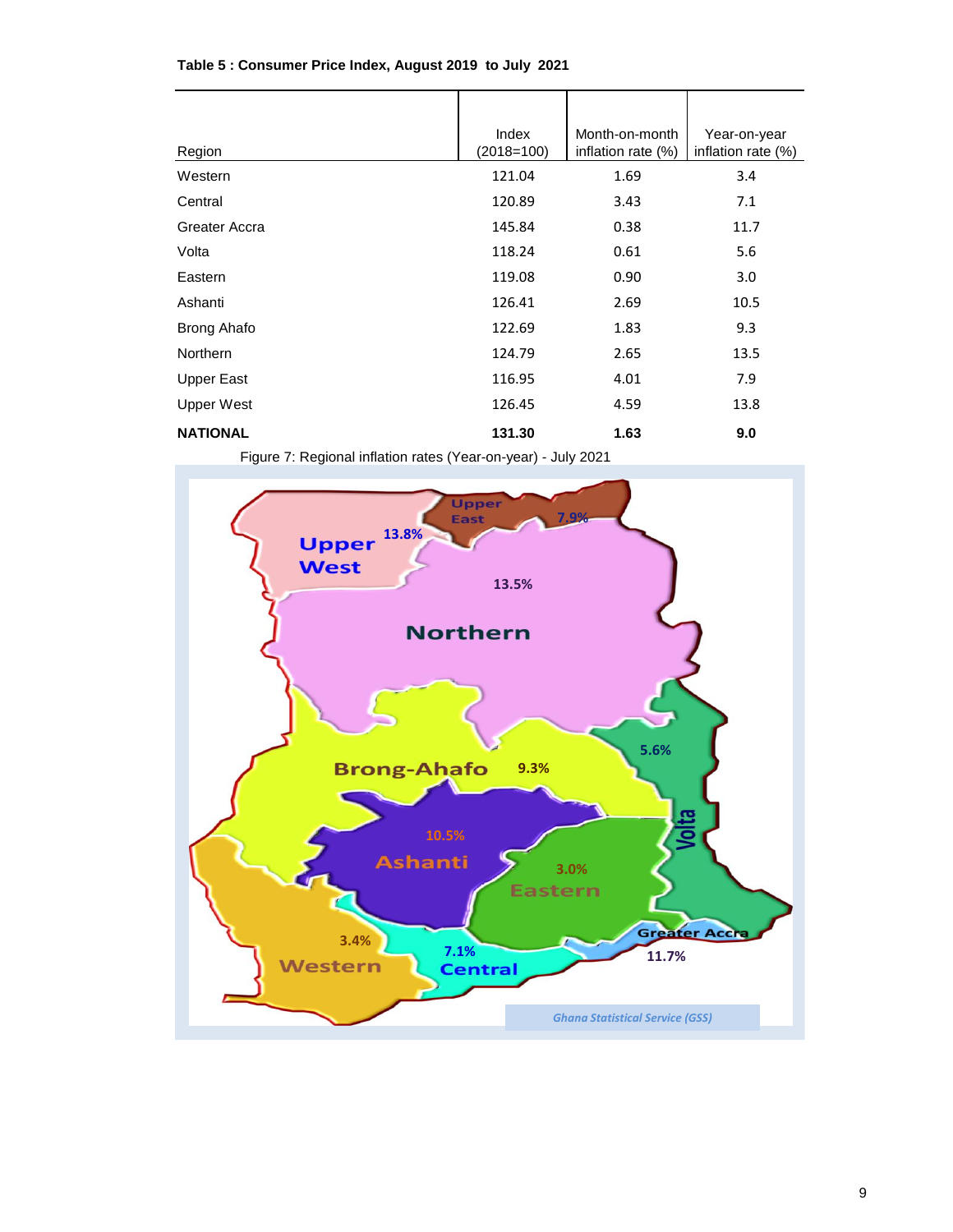**Table 5 : Consumer Price Index, August 2019 to July 2021**

| Region | Index (2018=100) | Month-on-month inflation rate (%) | Year-on-year inflation rate (%) |
|---|---|---|---|
| Western | 121.04 | 1.69 | 3.4 |
| Central | 120.89 | 3.43 | 7.1 |
| Greater Accra | 145.84 | 0.38 | 11.7 |
| Volta | 118.24 | 0.61 | 5.6 |
| Eastern | 119.08 | 0.90 | 3.0 |
| Ashanti | 126.41 | 2.69 | 10.5 |
| Brong Ahafo | 122.69 | 1.83 | 9.3 |
| Northern | 124.79 | 2.65 | 13.5 |
| Upper East | 116.95 | 4.01 | 7.9 |
| Upper West | 126.45 | 4.59 | 13.8 |
| **NATIONAL** | **131.30** | **1.63** | **9.0** |

Figure 7: Regional inflation rates (Year-on-year) - July 2021

Upper West 13.8%, Upper East 7.9%, Northern 13.5%, Brong-Ahafo 9.3%, Volta 5.6%, Ashanti 10.5%, Eastern 3.0%, Western 3.4%, Central 7.1%, Greater Accra 11.7%

*Ghana Statistical Service (GSS)*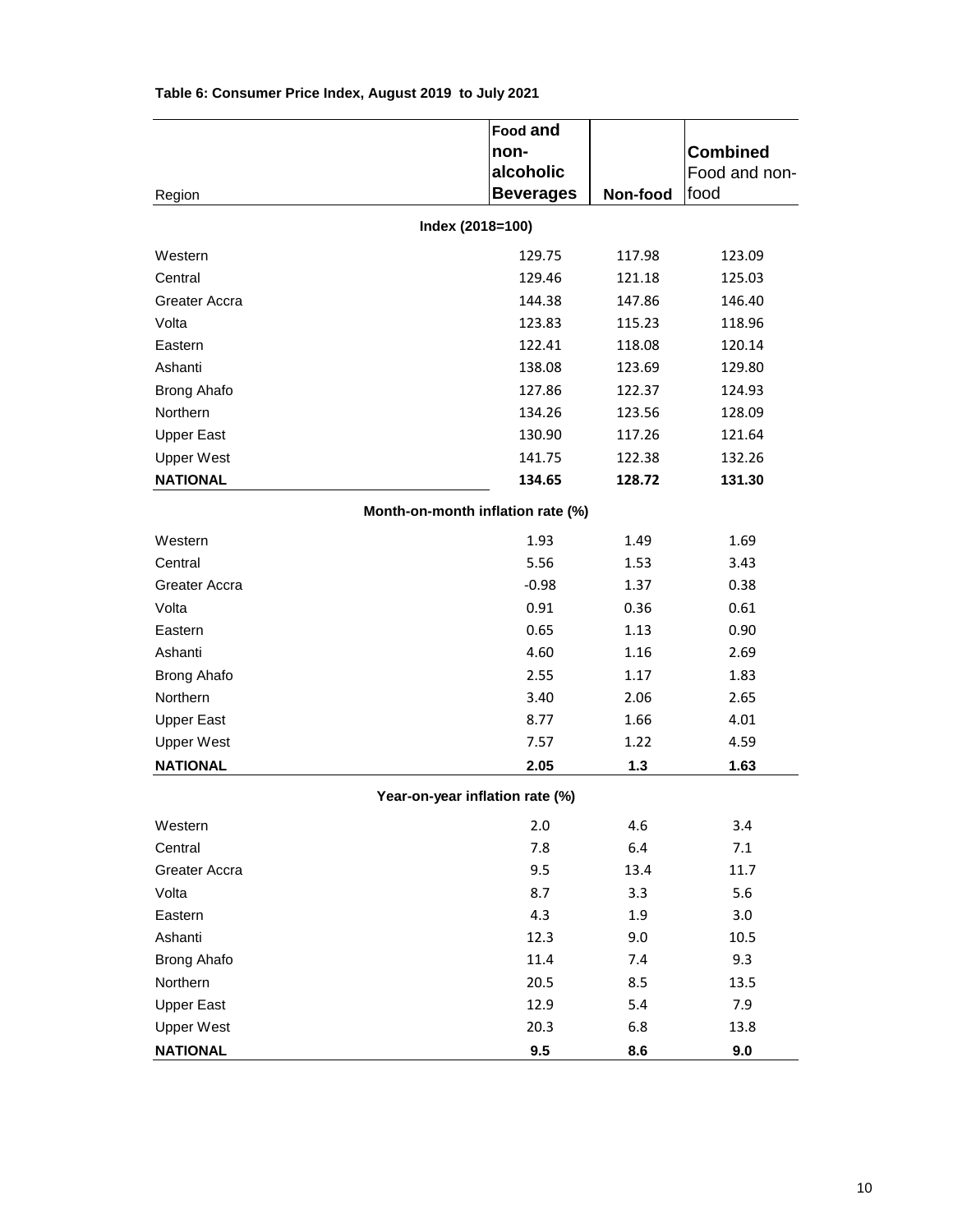**Table 6: Consumer Price Index, August 2019 to July 2021**

| Region | Food and non-alcoholic Beverages | Non-food | Combined Food and non-food |
|---|---|---|---|
| **Index (2018=100)** | | | |
| Western | 129.75 | 117.98 | 123.09 |
| Central | 129.46 | 121.18 | 125.03 |
| Greater Accra | 144.38 | 147.86 | 146.40 |
| Volta | 123.83 | 115.23 | 118.96 |
| Eastern | 122.41 | 118.08 | 120.14 |
| Ashanti | 138.08 | 123.69 | 129.80 |
| Brong Ahafo | 127.86 | 122.37 | 124.93 |
| Northern | 134.26 | 123.56 | 128.09 |
| Upper East | 130.90 | 117.26 | 121.64 |
| Upper West | 141.75 | 122.38 | 132.26 |
| **NATIONAL** | **134.65** | **128.72** | **131.30** |
| **Month-on-month inflation rate (%)** | | | |
| Western | 1.93 | 1.49 | 1.69 |
| Central | 5.56 | 1.53 | 3.43 |
| Greater Accra | -0.98 | 1.37 | 0.38 |
| Volta | 0.91 | 0.36 | 0.61 |
| Eastern | 0.65 | 1.13 | 0.90 |
| Ashanti | 4.60 | 1.16 | 2.69 |
| Brong Ahafo | 2.55 | 1.17 | 1.83 |
| Northern | 3.40 | 2.06 | 2.65 |
| Upper East | 8.77 | 1.66 | 4.01 |
| Upper West | 7.57 | 1.22 | 4.59 |
| **NATIONAL** | **2.05** | **1.3** | **1.63** |
| **Year-on-year inflation rate (%)** | | | |
| Western | 2.0 | 4.6 | 3.4 |
| Central | 7.8 | 6.4 | 7.1 |
| Greater Accra | 9.5 | 13.4 | 11.7 |
| Volta | 8.7 | 3.3 | 5.6 |
| Eastern | 4.3 | 1.9 | 3.0 |
| Ashanti | 12.3 | 9.0 | 10.5 |
| Brong Ahafo | 11.4 | 7.4 | 9.3 |
| Northern | 20.5 | 8.5 | 13.5 |
| Upper East | 12.9 | 5.4 | 7.9 |
| Upper West | 20.3 | 6.8 | 13.8 |
| **NATIONAL** | **9.5** | **8.6** | **9.0** |